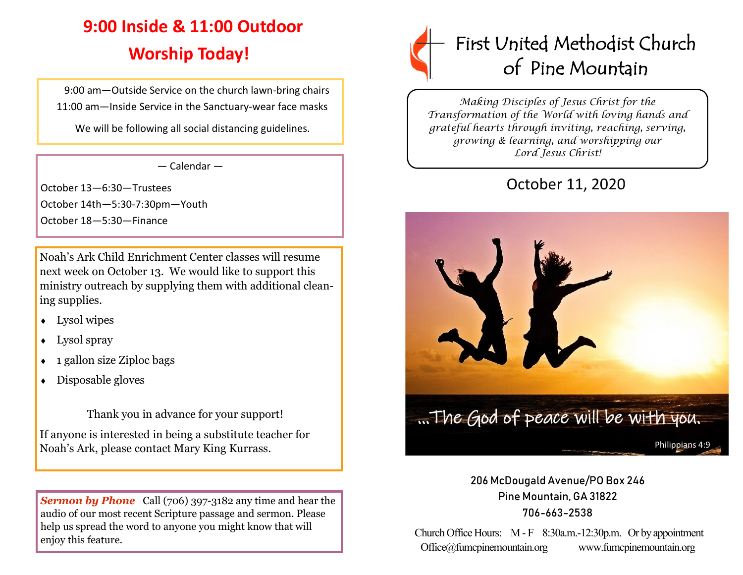# 9:00 Inside & 11:00 Outdoor Worship Today!

9:00 am—Outside Service on the church lawn-bring chairs

11:00 am—Inside Service in the Sanctuary-wear face masks

We will be following all social distancing guidelines.

— Calendar —

October 13—6:30—Trustees

October 14th—5:30-7:30pm—Youth

October 18—5:30—Finance

Noah's Ark Child Enrichment Center classes will resume next week on October 13. We would like to support this ministry outreach by supplying them with additional cleaning supplies.

- Lysol wipes
- Lysol spray
- 1 gallon size Ziploc bags
- Disposable gloves

Thank you in advance for your support!

If anyone is interested in being a substitute teacher for Noah's Ark, please contact Mary King Kurrass.

***Sermon by Phone*** Call (706) 397-3182 any time and hear the audio of our most recent Scripture passage and sermon. Please help us spread the word to anyone you might know that will enjoy this feature.

# First United Methodist Church of Pine Mountain

*Making Disciples of Jesus Christ for the Transformation of the World with loving hands and grateful hearts through inviting, reaching, serving, growing & learning, and worshipping our Lord Jesus Christ!*

## October 11, 2020

...The God of peace will be with you.

Philippians 4:9

206 McDougald Avenue/PO Box 246
Pine Mountain, GA 31822
706-663-2538

Church Office Hours: M - F 8:30a.m.-12:30p.m. Or by appointment
Office@fumcpinemountain.org www.fumcpinemountain.org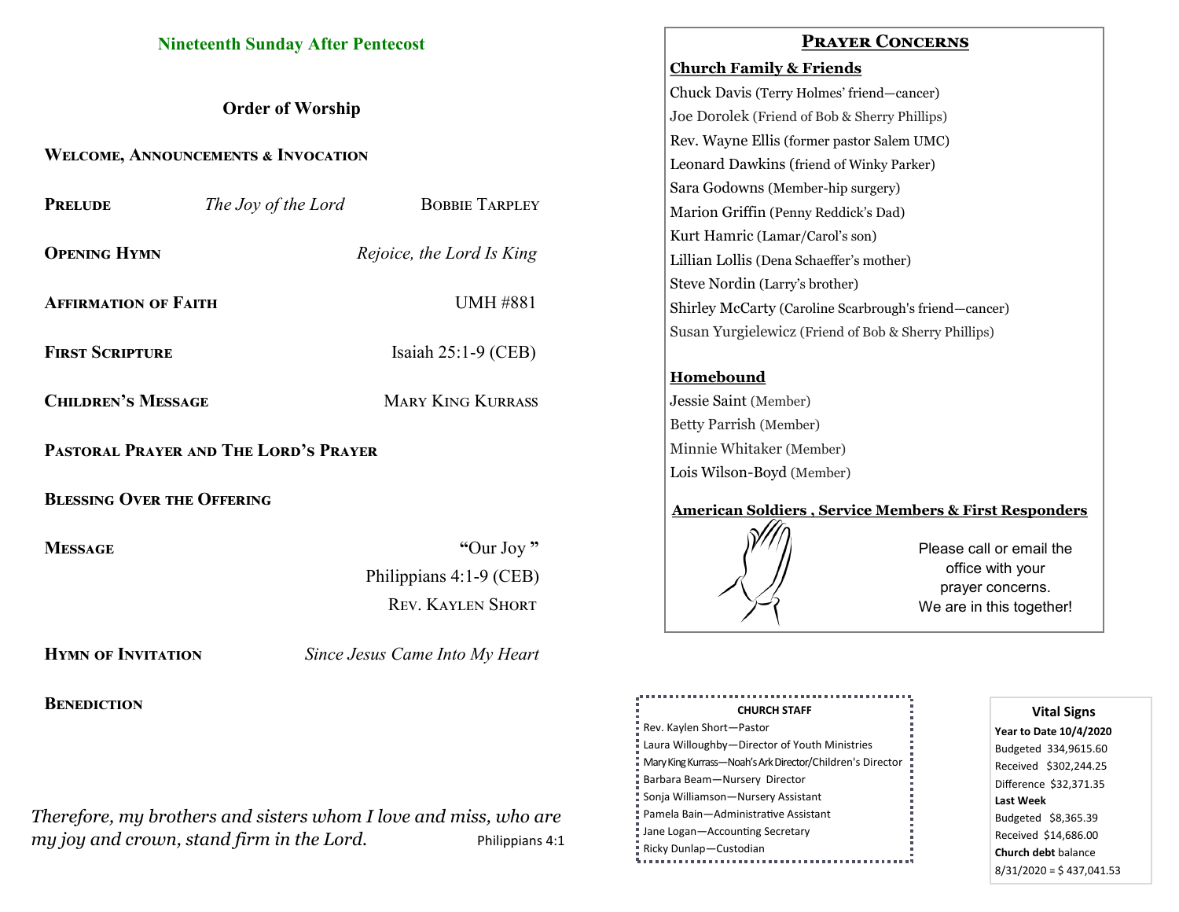## Nineteenth Sunday After Pentecost

### Order of Worship

**Welcome, Announcements & Invocation**

**Prelude** — *The Joy of the Lord* — Bobbie Tarpley

**Opening Hymn** — *Rejoice, the Lord Is King*

**Affirmation of Faith** — UMH #881

**First Scripture** — Isaiah 25:1-9 (CEB)

**Children's Message** — Mary King Kurrass

**Pastoral Prayer and The Lord's Prayer**

**Blessing Over the Offering**

**Message** — "Our Joy "
Philippians 4:1-9 (CEB)
Rev. Kaylen Short

**Hymn of Invitation** — *Since Jesus Came Into My Heart*

**Benediction**

*Therefore, my brothers and sisters whom I love and miss, who are my joy and crown, stand firm in the Lord.* Philippians 4:1

## Prayer Concerns

### Church Family & Friends

Chuck Davis (Terry Holmes' friend—cancer)
Joe Dorolek (Friend of Bob & Sherry Phillips)
Rev. Wayne Ellis (former pastor Salem UMC)
Leonard Dawkins (friend of Winky Parker)
Sara Godowns (Member-hip surgery)
Marion Griffin (Penny Reddick's Dad)
Kurt Hamric (Lamar/Carol's son)
Lillian Lollis (Dena Schaeffer's mother)
Steve Nordin (Larry's brother)
Shirley McCarty (Caroline Scarbrough's friend—cancer)
Susan Yurgielewicz (Friend of Bob & Sherry Phillips)

### Homebound

Jessie Saint (Member)
Betty Parrish (Member)
Minnie Whitaker (Member)
Lois Wilson-Boyd (Member)

### American Soldiers , Service Members & First Responders

Please call or email the office with your prayer concerns.
We are in this together!

**CHURCH STAFF**

Rev. Kaylen Short—Pastor
Laura Willoughby—Director of Youth Ministries
Mary King Kurrass—Noah's Ark Director/Children's Director
Barbara Beam—Nursery Director
Sonja Williamson—Nursery Assistant
Pamela Bain—Administrative Assistant
Jane Logan—Accounting Secretary
Ricky Dunlap—Custodian

**Vital Signs**

**Year to Date 10/4/2020**
Budgeted 334,9615.60
Received $302,244.25
Difference $32,371.35
**Last Week**
Budgeted $8,365.39
Received $14,686.00
**Church debt** balance
8/31/2020 = $ 437,041.53